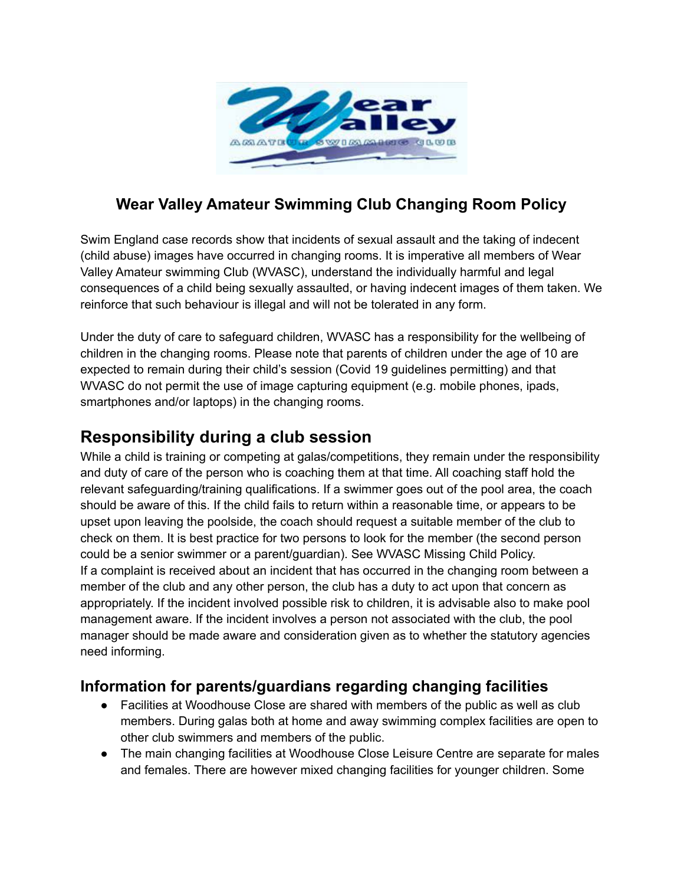# Wear Valley Amateur Swimming Club Changing Room Policy

Swim England case records show that incidents of sexual assault and the taking of indecent (child abuse) images have occurred in changing rooms. It is imperative all members of Wear Valley Amateur swimming Club (WVASC), understand the individually harmful and legal consequences of a child being sexually assaulted, or having indecent images of them taken. We reinforce that such behaviour is illegal and will not be tolerated in any form.

Under the duty of care to safeguard children, WVASC has a responsibility for the wellbeing of children in the changing rooms. Please note that parents of children under the age of 10 are expected to remain during their child's session (Covid 19 guidelines permitting) and that WVASC do not permit the use of image capturing equipment (e.g. mobile phones, ipads, smartphones and/or laptops) in the changing rooms.

## Responsibility during a club session

While a child is training or competing at galas/competitions, they remain under the responsibility and duty of care of the person who is coaching them at that time. All coaching staff hold the relevant safeguarding/training qualifications. If a swimmer goes out of the pool area, the coach should be aware of this. If the child fails to return within a reasonable time, or appears to be upset upon leaving the poolside, the coach should request a suitable member of the club to check on them. It is best practice for two persons to look for the member (the second person could be a senior swimmer or a parent/guardian). See WVASC Missing Child Policy.
If a complaint is received about an incident that has occurred in the changing room between a member of the club and any other person, the club has a duty to act upon that concern as appropriately. If the incident involved possible risk to children, it is advisable also to make pool management aware. If the incident involves a person not associated with the club, the pool manager should be made aware and consideration given as to whether the statutory agencies need informing.

### Information for parents/guardians regarding changing facilities

- Facilities at Woodhouse Close are shared with members of the public as well as club members. During galas both at home and away swimming complex facilities are open to other club swimmers and members of the public.
- The main changing facilities at Woodhouse Close Leisure Centre are separate for males and females. There are however mixed changing facilities for younger children. Some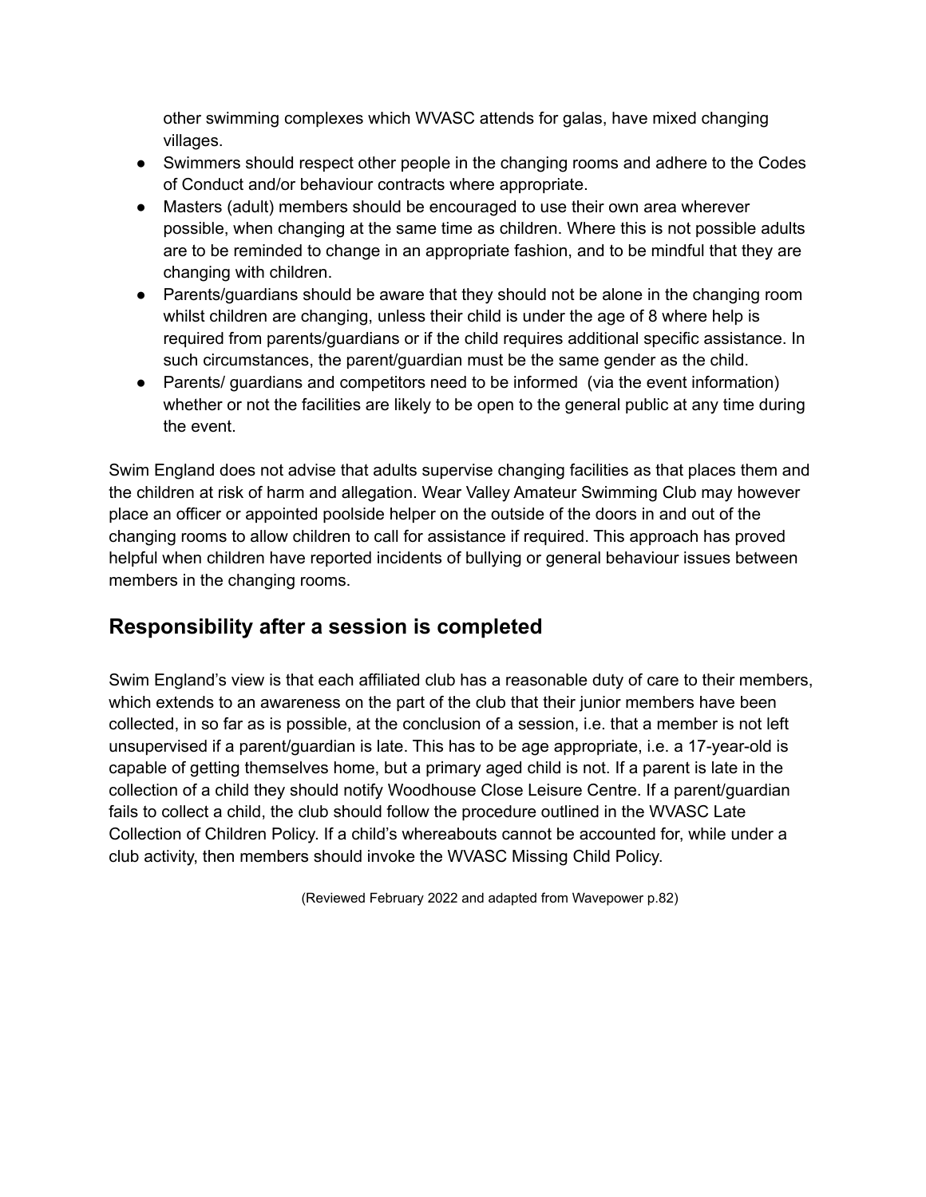other swimming complexes which WVASC attends for galas, have mixed changing villages.

- Swimmers should respect other people in the changing rooms and adhere to the Codes of Conduct and/or behaviour contracts where appropriate.
- Masters (adult) members should be encouraged to use their own area wherever possible, when changing at the same time as children. Where this is not possible adults are to be reminded to change in an appropriate fashion, and to be mindful that they are changing with children.
- Parents/guardians should be aware that they should not be alone in the changing room whilst children are changing, unless their child is under the age of 8 where help is required from parents/guardians or if the child requires additional specific assistance. In such circumstances, the parent/guardian must be the same gender as the child.
- Parents/ guardians and competitors need to be informed (via the event information) whether or not the facilities are likely to be open to the general public at any time during the event.

Swim England does not advise that adults supervise changing facilities as that places them and the children at risk of harm and allegation. Wear Valley Amateur Swimming Club may however place an officer or appointed poolside helper on the outside of the doors in and out of the changing rooms to allow children to call for assistance if required. This approach has proved helpful when children have reported incidents of bullying or general behaviour issues between members in the changing rooms.

## Responsibility after a session is completed

Swim England's view is that each affiliated club has a reasonable duty of care to their members, which extends to an awareness on the part of the club that their junior members have been collected, in so far as is possible, at the conclusion of a session, i.e. that a member is not left unsupervised if a parent/guardian is late. This has to be age appropriate, i.e. a 17-year-old is capable of getting themselves home, but a primary aged child is not. If a parent is late in the collection of a child they should notify Woodhouse Close Leisure Centre. If a parent/guardian fails to collect a child, the club should follow the procedure outlined in the WVASC Late Collection of Children Policy. If a child's whereabouts cannot be accounted for, while under a club activity, then members should invoke the WVASC Missing Child Policy.

(Reviewed February 2022 and adapted from Wavepower p.82)